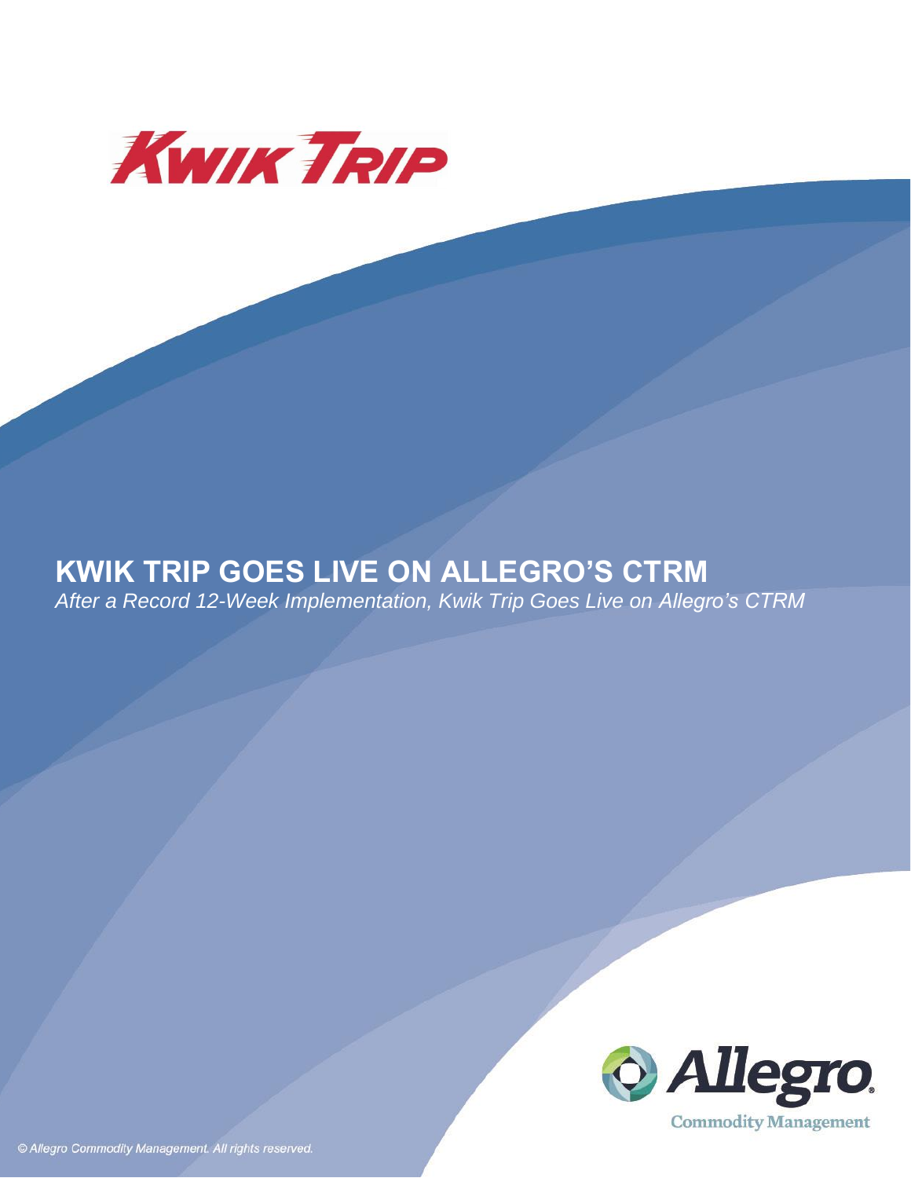# KWIK TRIP GOES LIVE ON ALLEGRO'S CTRM

*After a Record 12-Week Implementation, Kwik Trip Goes Live on Allegro's CTRM*

© Allegro Commodity Management. All rights reserved.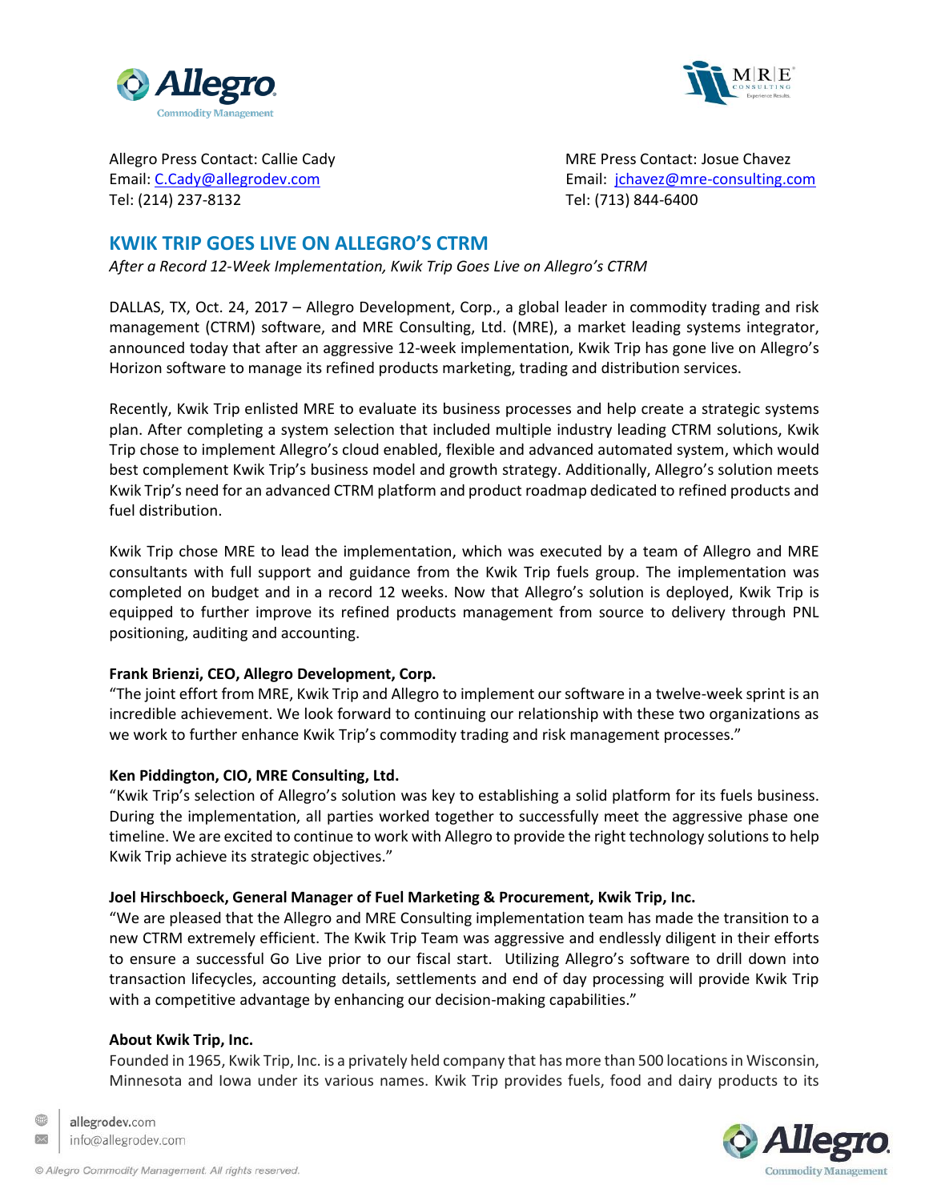Allegro Press Contact: Callie Cady
Email: C.Cady@allegrodev.com
Tel: (214) 237-8132

MRE Press Contact: Josue Chavez
Email: jchavez@mre-consulting.com
Tel: (713) 844-6400

## KWIK TRIP GOES LIVE ON ALLEGRO'S CTRM

*After a Record 12-Week Implementation, Kwik Trip Goes Live on Allegro's CTRM*

DALLAS, TX, Oct. 24, 2017 – Allegro Development, Corp., a global leader in commodity trading and risk management (CTRM) software, and MRE Consulting, Ltd. (MRE), a market leading systems integrator, announced today that after an aggressive 12-week implementation, Kwik Trip has gone live on Allegro's Horizon software to manage its refined products marketing, trading and distribution services.

Recently, Kwik Trip enlisted MRE to evaluate its business processes and help create a strategic systems plan. After completing a system selection that included multiple industry leading CTRM solutions, Kwik Trip chose to implement Allegro's cloud enabled, flexible and advanced automated system, which would best complement Kwik Trip's business model and growth strategy. Additionally, Allegro's solution meets Kwik Trip's need for an advanced CTRM platform and product roadmap dedicated to refined products and fuel distribution.

Kwik Trip chose MRE to lead the implementation, which was executed by a team of Allegro and MRE consultants with full support and guidance from the Kwik Trip fuels group. The implementation was completed on budget and in a record 12 weeks. Now that Allegro's solution is deployed, Kwik Trip is equipped to further improve its refined products management from source to delivery through PNL positioning, auditing and accounting.

**Frank Brienzi, CEO, Allegro Development, Corp.**
"The joint effort from MRE, Kwik Trip and Allegro to implement our software in a twelve-week sprint is an incredible achievement. We look forward to continuing our relationship with these two organizations as we work to further enhance Kwik Trip's commodity trading and risk management processes."

**Ken Piddington, CIO, MRE Consulting, Ltd.**
"Kwik Trip's selection of Allegro's solution was key to establishing a solid platform for its fuels business. During the implementation, all parties worked together to successfully meet the aggressive phase one timeline. We are excited to continue to work with Allegro to provide the right technology solutions to help Kwik Trip achieve its strategic objectives."

**Joel Hirschboeck, General Manager of Fuel Marketing & Procurement, Kwik Trip, Inc.**
"We are pleased that the Allegro and MRE Consulting implementation team has made the transition to a new CTRM extremely efficient. The Kwik Trip Team was aggressive and endlessly diligent in their efforts to ensure a successful Go Live prior to our fiscal start. Utilizing Allegro's software to drill down into transaction lifecycles, accounting details, settlements and end of day processing will provide Kwik Trip with a competitive advantage by enhancing our decision-making capabilities."

**About Kwik Trip, Inc.**
Founded in 1965, Kwik Trip, Inc. is a privately held company that has more than 500 locations in Wisconsin, Minnesota and Iowa under its various names. Kwik Trip provides fuels, food and dairy products to its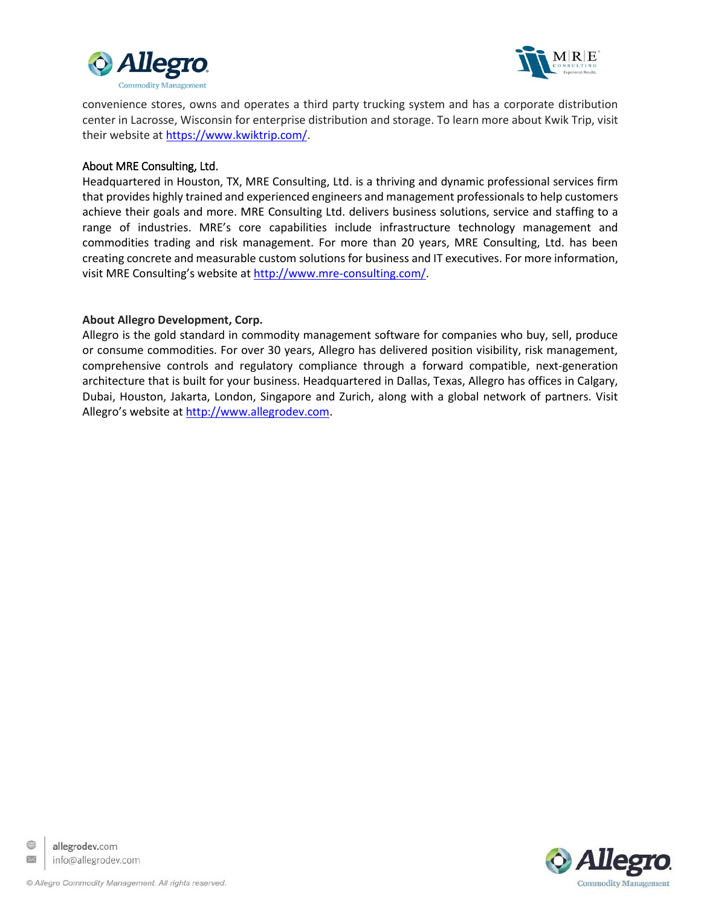convenience stores, owns and operates a third party trucking system and has a corporate distribution center in Lacrosse, Wisconsin for enterprise distribution and storage. To learn more about Kwik Trip, visit their website at https://www.kwiktrip.com/.

**About MRE Consulting, Ltd.**

Headquartered in Houston, TX, MRE Consulting, Ltd. is a thriving and dynamic professional services firm that provides highly trained and experienced engineers and management professionals to help customers achieve their goals and more. MRE Consulting Ltd. delivers business solutions, service and staffing to a range of industries. MRE's core capabilities include infrastructure technology management and commodities trading and risk management. For more than 20 years, MRE Consulting, Ltd. has been creating concrete and measurable custom solutions for business and IT executives. For more information, visit MRE Consulting's website at http://www.mre-consulting.com/.

**About Allegro Development, Corp.**

Allegro is the gold standard in commodity management software for companies who buy, sell, produce or consume commodities. For over 30 years, Allegro has delivered position visibility, risk management, comprehensive controls and regulatory compliance through a forward compatible, next-generation architecture that is built for your business. Headquartered in Dallas, Texas, Allegro has offices in Calgary, Dubai, Houston, Jakarta, London, Singapore and Zurich, along with a global network of partners. Visit Allegro's website at http://www.allegrodev.com.